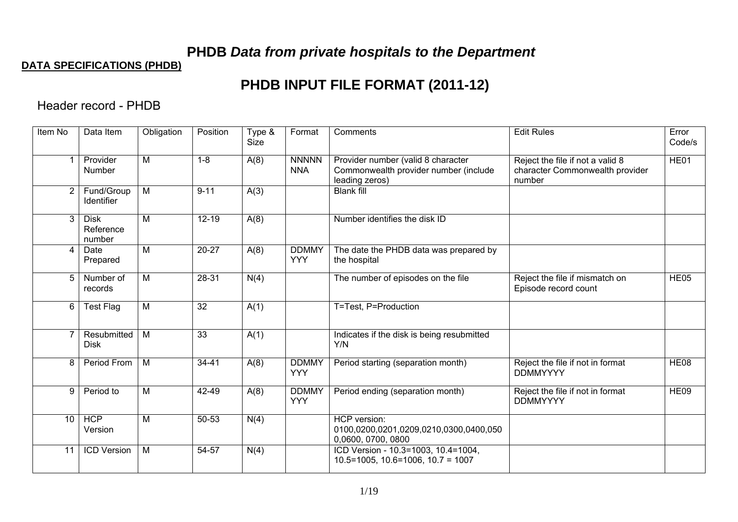# PHDB *Data from private hospitals to the Department*

**DATA SPECIFICATIONS (PHDB)**

## PHDB INPUT FILE FORMAT (2011-12)

### Header record - PHDB

| Item No | Data Item | Obligation | Position | Type & Size | Format | Comments | Edit Rules | Error Code/s |
|---|---|---|---|---|---|---|---|---|
| 1 | Provider Number | M | 1-8 | A(8) | NNNNNNNA | Provider number (valid 8 character Commonwealth provider number (include leading zeros) | Reject the file if not a valid 8 character Commonwealth provider number | HE01 |
| 2 | Fund/Group Identifier | M | 9-11 | A(3) | | Blank fill | | |
| 3 | Disk Reference number | M | 12-19 | A(8) | | Number identifies the disk ID | | |
| 4 | Date Prepared | M | 20-27 | A(8) | DDMMYYYY | The date the PHDB data was prepared by the hospital | | |
| 5 | Number of records | M | 28-31 | N(4) | | The number of episodes on the file | Reject the file if mismatch on Episode record count | HE05 |
| 6 | Test Flag | M | 32 | A(1) | | T=Test, P=Production | | |
| 7 | Resubmitted Disk | M | 33 | A(1) | | Indicates if the disk is being resubmitted Y/N | | |
| 8 | Period From | M | 34-41 | A(8) | DDMMYYYY | Period starting (separation month) | Reject the file if not in format DDMMYYYY | HE08 |
| 9 | Period to | M | 42-49 | A(8) | DDMMYYYY | Period ending (separation month) | Reject the file if not in format DDMMYYYY | HE09 |
| 10 | HCP Version | M | 50-53 | N(4) | | HCP version: 0100,0200,0201,0209,0210,0300,0400,0500,0600, 0700, 0800 | | |
| 11 | ICD Version | M | 54-57 | N(4) | | ICD Version - 10.3=1003, 10.4=1004, 10.5=1005, 10.6=1006, 10.7 = 1007 | | |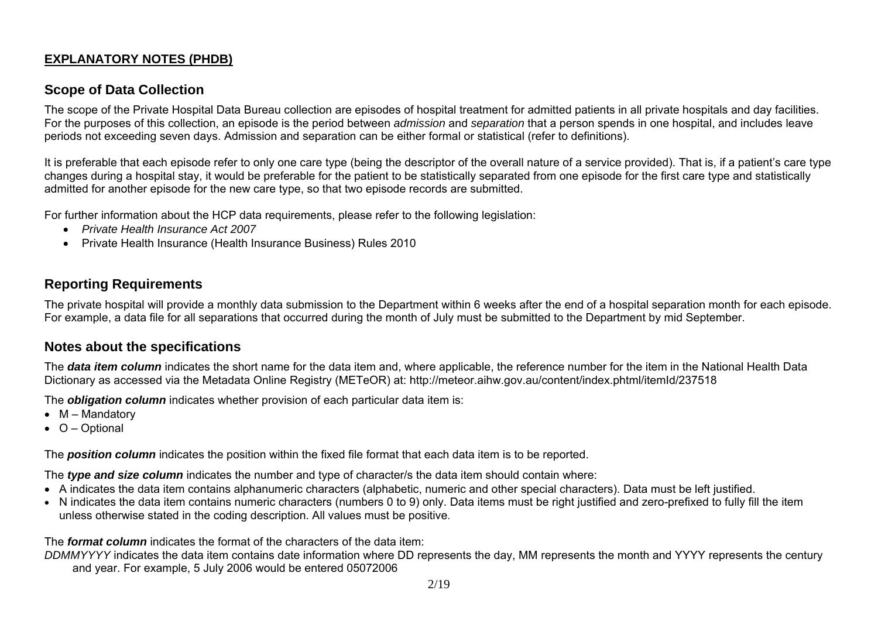**EXPLANATORY NOTES (PHDB)**

## Scope of Data Collection

The scope of the Private Hospital Data Bureau collection are episodes of hospital treatment for admitted patients in all private hospitals and day facilities. For the purposes of this collection, an episode is the period between *admission* and *separation* that a person spends in one hospital, and includes leave periods not exceeding seven days. Admission and separation can be either formal or statistical (refer to definitions).

It is preferable that each episode refer to only one care type (being the descriptor of the overall nature of a service provided). That is, if a patient's care type changes during a hospital stay, it would be preferable for the patient to be statistically separated from one episode for the first care type and statistically admitted for another episode for the new care type, so that two episode records are submitted.

For further information about the HCP data requirements, please refer to the following legislation:

- *Private Health Insurance Act 2007*
- Private Health Insurance (Health Insurance Business) Rules 2010

## Reporting Requirements

The private hospital will provide a monthly data submission to the Department within 6 weeks after the end of a hospital separation month for each episode. For example, a data file for all separations that occurred during the month of July must be submitted to the Department by mid September.

## Notes about the specifications

The ***data item column*** indicates the short name for the data item and, where applicable, the reference number for the item in the National Health Data Dictionary as accessed via the Metadata Online Registry (METeOR) at: http://meteor.aihw.gov.au/content/index.phtml/itemId/237518

The ***obligation column*** indicates whether provision of each particular data item is:

- M – Mandatory
- O – Optional

The ***position column*** indicates the position within the fixed file format that each data item is to be reported.

The ***type and size column*** indicates the number and type of character/s the data item should contain where:

- A indicates the data item contains alphanumeric characters (alphabetic, numeric and other special characters). Data must be left justified.
- N indicates the data item contains numeric characters (numbers 0 to 9) only. Data items must be right justified and zero-prefixed to fully fill the item unless otherwise stated in the coding description. All values must be positive.

The ***format column*** indicates the format of the characters of the data item:

*DDMMYYYY* indicates the data item contains date information where DD represents the day, MM represents the month and YYYY represents the century and year. For example, 5 July 2006 would be entered 05072006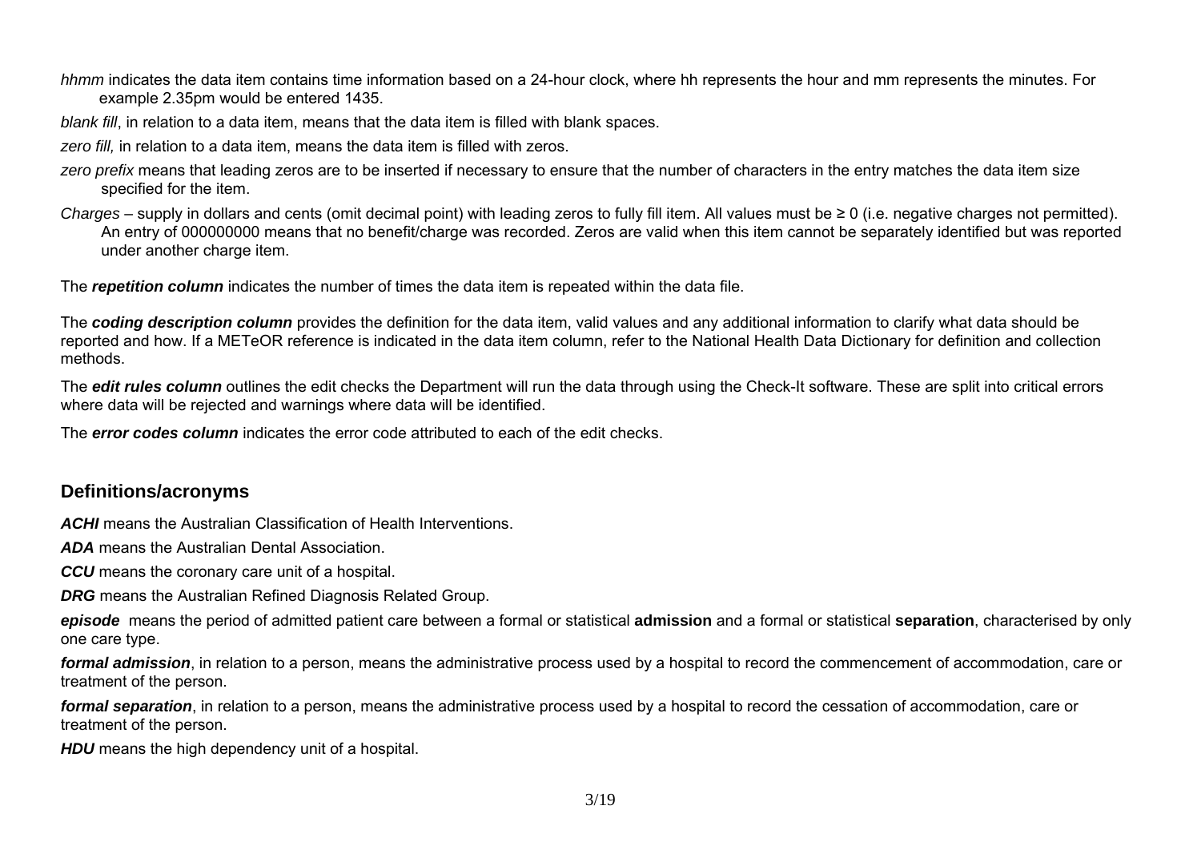*hhmm* indicates the data item contains time information based on a 24-hour clock, where hh represents the hour and mm represents the minutes. For example 2.35pm would be entered 1435.

*blank fill*, in relation to a data item, means that the data item is filled with blank spaces.

*zero fill,* in relation to a data item, means the data item is filled with zeros.

*zero prefix* means that leading zeros are to be inserted if necessary to ensure that the number of characters in the entry matches the data item size specified for the item.

*Charges* – supply in dollars and cents (omit decimal point) with leading zeros to fully fill item. All values must be ≥ 0 (i.e. negative charges not permitted). An entry of 000000000 means that no benefit/charge was recorded. Zeros are valid when this item cannot be separately identified but was reported under another charge item.

The ***repetition column*** indicates the number of times the data item is repeated within the data file.

The ***coding description column*** provides the definition for the data item, valid values and any additional information to clarify what data should be reported and how. If a METeOR reference is indicated in the data item column, refer to the National Health Data Dictionary for definition and collection methods.

The ***edit rules column*** outlines the edit checks the Department will run the data through using the Check-It software. These are split into critical errors where data will be rejected and warnings where data will be identified.

The ***error codes column*** indicates the error code attributed to each of the edit checks.

## Definitions/acronyms

***ACHI*** means the Australian Classification of Health Interventions.

***ADA*** means the Australian Dental Association.

***CCU*** means the coronary care unit of a hospital.

***DRG*** means the Australian Refined Diagnosis Related Group.

***episode*** means the period of admitted patient care between a formal or statistical **admission** and a formal or statistical **separation**, characterised by only one care type.

***formal admission***, in relation to a person, means the administrative process used by a hospital to record the commencement of accommodation, care or treatment of the person.

***formal separation***, in relation to a person, means the administrative process used by a hospital to record the cessation of accommodation, care or treatment of the person.

***HDU*** means the high dependency unit of a hospital.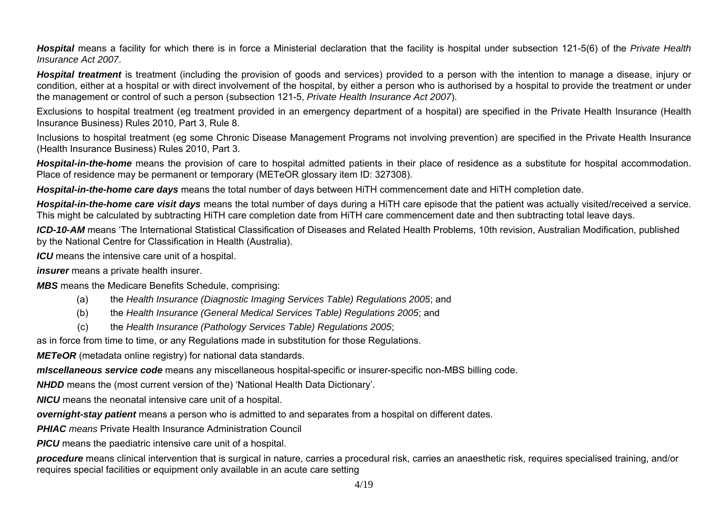***Hospital*** means a facility for which there is in force a Ministerial declaration that the facility is hospital under subsection 121-5(6) of the *Private Health Insurance Act 2007*.

***Hospital treatment*** is treatment (including the provision of goods and services) provided to a person with the intention to manage a disease, injury or condition, either at a hospital or with direct involvement of the hospital, by either a person who is authorised by a hospital to provide the treatment or under the management or control of such a person (subsection 121-5, *Private Health Insurance Act 2007*).

Exclusions to hospital treatment (eg treatment provided in an emergency department of a hospital) are specified in the Private Health Insurance (Health Insurance Business) Rules 2010, Part 3, Rule 8.

Inclusions to hospital treatment (eg some Chronic Disease Management Programs not involving prevention) are specified in the Private Health Insurance (Health Insurance Business) Rules 2010, Part 3.

***Hospital-in-the-home*** means the provision of care to hospital admitted patients in their place of residence as a substitute for hospital accommodation. Place of residence may be permanent or temporary (METeOR glossary item ID: 327308).

***Hospital-in-the-home care days*** means the total number of days between HiTH commencement date and HiTH completion date.

***Hospital-in-the-home care visit days*** means the total number of days during a HiTH care episode that the patient was actually visited/received a service. This might be calculated by subtracting HiTH care completion date from HiTH care commencement date and then subtracting total leave days.

***ICD-10-AM*** means 'The International Statistical Classification of Diseases and Related Health Problems, 10th revision, Australian Modification, published by the National Centre for Classification in Health (Australia).

***ICU*** means the intensive care unit of a hospital.

***insurer*** means a private health insurer.

***MBS*** means the Medicare Benefits Schedule, comprising:

(a) the *Health Insurance (Diagnostic Imaging Services Table) Regulations 2005*; and

(b) the *Health Insurance (General Medical Services Table) Regulations 2005*; and

(c) the *Health Insurance (Pathology Services Table) Regulations 2005*;

as in force from time to time, or any Regulations made in substitution for those Regulations.

***METeOR*** (metadata online registry) for national data standards.

***mIscellaneous service code*** means any miscellaneous hospital-specific or insurer-specific non-MBS billing code.

***NHDD*** means the (most current version of the) 'National Health Data Dictionary'.

***NICU*** means the neonatal intensive care unit of a hospital.

***overnight-stay patient*** means a person who is admitted to and separates from a hospital on different dates.

***PHIAC*** *means* Private Health Insurance Administration Council

***PICU*** means the paediatric intensive care unit of a hospital.

***procedure*** means clinical intervention that is surgical in nature, carries a procedural risk, carries an anaesthetic risk, requires specialised training, and/or requires special facilities or equipment only available in an acute care setting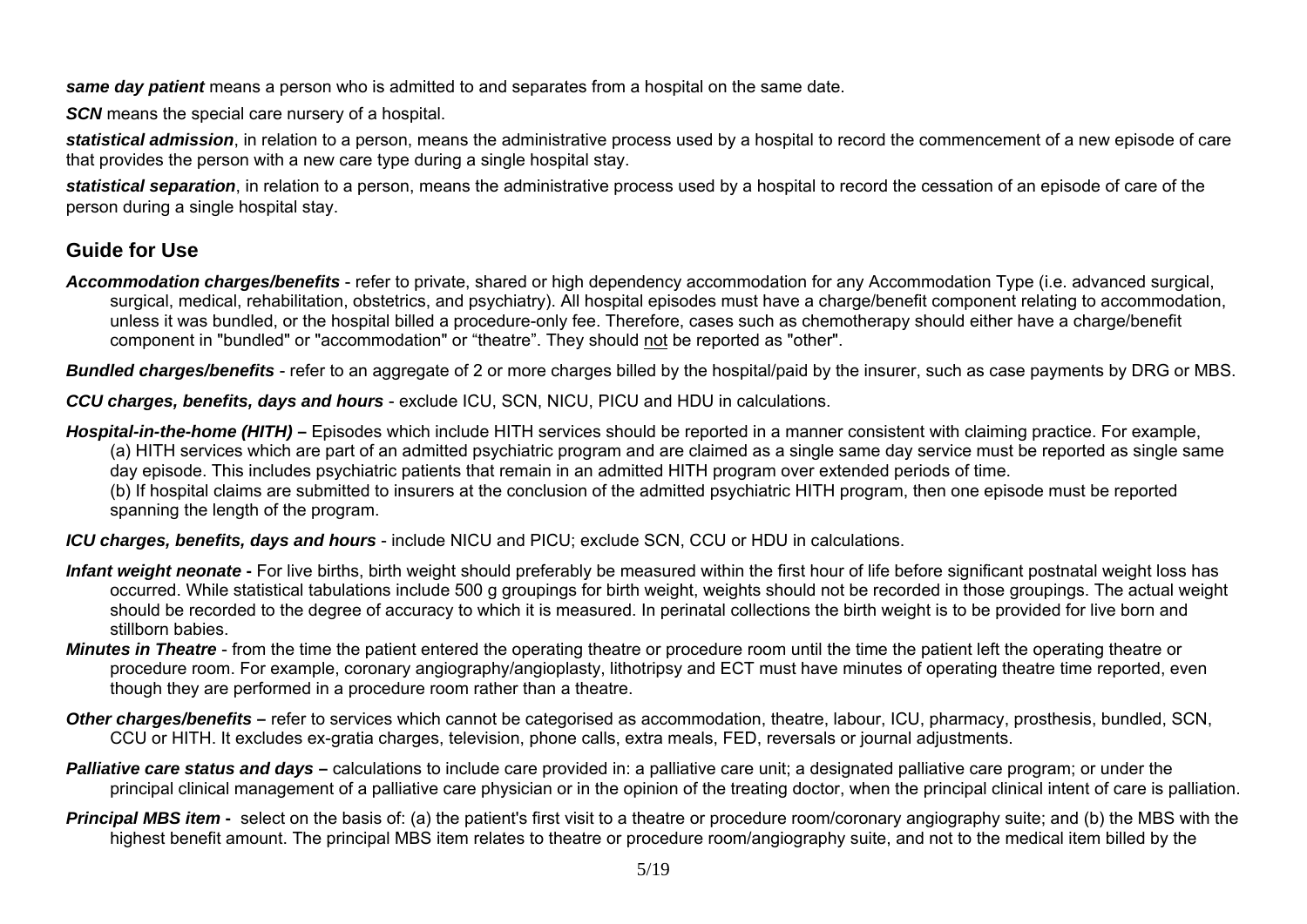***same day patient*** means a person who is admitted to and separates from a hospital on the same date.

***SCN*** means the special care nursery of a hospital.

***statistical admission***, in relation to a person, means the administrative process used by a hospital to record the commencement of a new episode of care that provides the person with a new care type during a single hospital stay.

***statistical separation***, in relation to a person, means the administrative process used by a hospital to record the cessation of an episode of care of the person during a single hospital stay.

## Guide for Use

***Accommodation charges/benefits*** - refer to private, shared or high dependency accommodation for any Accommodation Type (i.e. advanced surgical, surgical, medical, rehabilitation, obstetrics, and psychiatry). All hospital episodes must have a charge/benefit component relating to accommodation, unless it was bundled, or the hospital billed a procedure-only fee. Therefore, cases such as chemotherapy should either have a charge/benefit component in "bundled" or "accommodation" or "theatre". They should <u>not</u> be reported as "other".

***Bundled charges/benefits*** - refer to an aggregate of 2 or more charges billed by the hospital/paid by the insurer, such as case payments by DRG or MBS.

***CCU charges, benefits, days and hours*** - exclude ICU, SCN, NICU, PICU and HDU in calculations.

***Hospital-in-the-home (HITH) –*** Episodes which include HITH services should be reported in a manner consistent with claiming practice. For example, (a) HITH services which are part of an admitted psychiatric program and are claimed as a single same day service must be reported as single same day episode. This includes psychiatric patients that remain in an admitted HITH program over extended periods of time.
(b) If hospital claims are submitted to insurers at the conclusion of the admitted psychiatric HITH program, then one episode must be reported spanning the length of the program.

***ICU charges, benefits, days and hours*** - include NICU and PICU; exclude SCN, CCU or HDU in calculations.

***Infant weight neonate -*** For live births, birth weight should preferably be measured within the first hour of life before significant postnatal weight loss has occurred. While statistical tabulations include 500 g groupings for birth weight, weights should not be recorded in those groupings. The actual weight should be recorded to the degree of accuracy to which it is measured. In perinatal collections the birth weight is to be provided for live born and stillborn babies.

***Minutes in Theatre*** - from the time the patient entered the operating theatre or procedure room until the time the patient left the operating theatre or procedure room. For example, coronary angiography/angioplasty, lithotripsy and ECT must have minutes of operating theatre time reported, even though they are performed in a procedure room rather than a theatre.

***Other charges/benefits –*** refer to services which cannot be categorised as accommodation, theatre, labour, ICU, pharmacy, prosthesis, bundled, SCN, CCU or HITH. It excludes ex-gratia charges, television, phone calls, extra meals, FED, reversals or journal adjustments.

***Palliative care status and days –*** calculations to include care provided in: a palliative care unit; a designated palliative care program; or under the principal clinical management of a palliative care physician or in the opinion of the treating doctor, when the principal clinical intent of care is palliation.

***Principal MBS item -*** select on the basis of: (a) the patient's first visit to a theatre or procedure room/coronary angiography suite; and (b) the MBS with the highest benefit amount. The principal MBS item relates to theatre or procedure room/angiography suite, and not to the medical item billed by the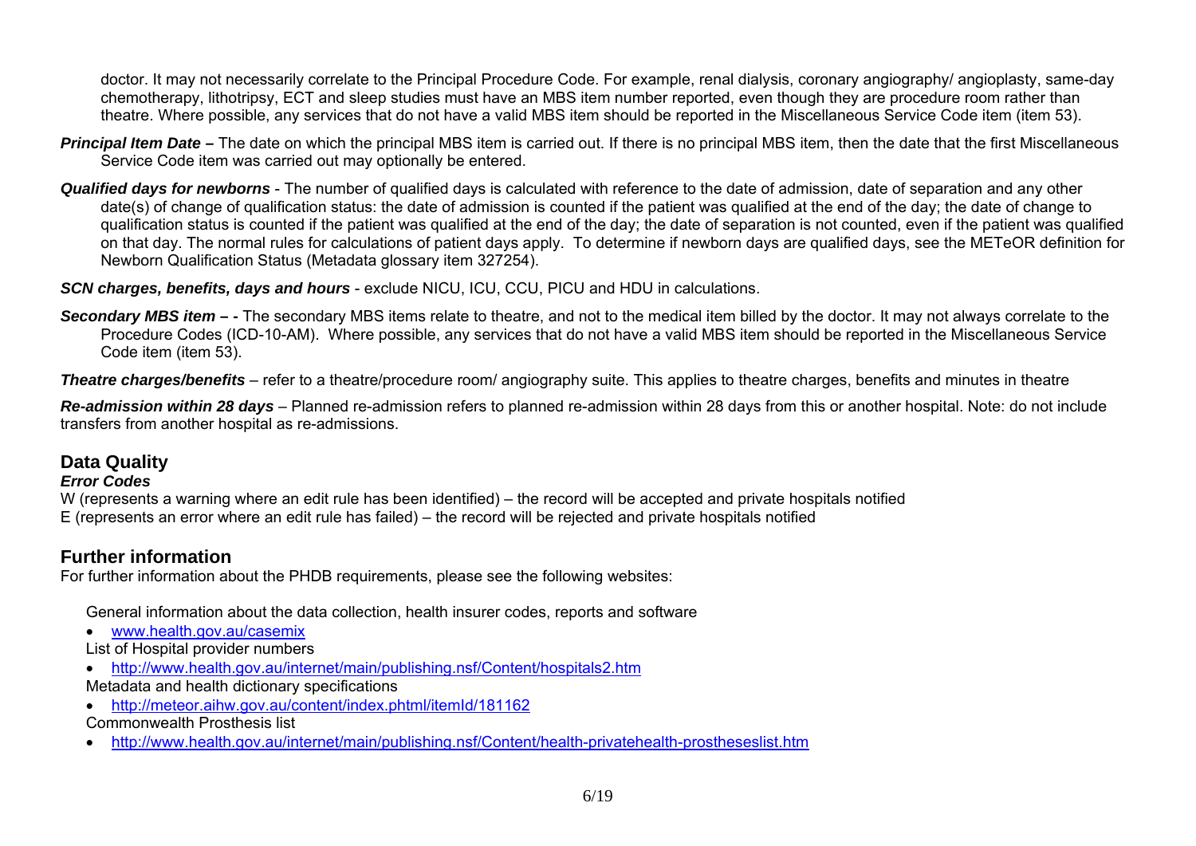doctor. It may not necessarily correlate to the Principal Procedure Code. For example, renal dialysis, coronary angiography/ angioplasty, same-day chemotherapy, lithotripsy, ECT and sleep studies must have an MBS item number reported, even though they are procedure room rather than theatre. Where possible, any services that do not have a valid MBS item should be reported in the Miscellaneous Service Code item (item 53).

***Principal Item Date*** **–** The date on which the principal MBS item is carried out. If there is no principal MBS item, then the date that the first Miscellaneous Service Code item was carried out may optionally be entered.

***Qualified days for newborns*** - The number of qualified days is calculated with reference to the date of admission, date of separation and any other date(s) of change of qualification status: the date of admission is counted if the patient was qualified at the end of the day; the date of change to qualification status is counted if the patient was qualified at the end of the day; the date of separation is not counted, even if the patient was qualified on that day. The normal rules for calculations of patient days apply. To determine if newborn days are qualified days, see the METeOR definition for Newborn Qualification Status (Metadata glossary item 327254).

***SCN charges, benefits, days and hours*** - exclude NICU, ICU, CCU, PICU and HDU in calculations.

***Secondary MBS item – -*** The secondary MBS items relate to theatre, and not to the medical item billed by the doctor. It may not always correlate to the Procedure Codes (ICD-10-AM). Where possible, any services that do not have a valid MBS item should be reported in the Miscellaneous Service Code item (item 53).

***Theatre charges/benefits*** – refer to a theatre/procedure room/ angiography suite. This applies to theatre charges, benefits and minutes in theatre

***Re-admission within 28 days*** – Planned re-admission refers to planned re-admission within 28 days from this or another hospital. Note: do not include transfers from another hospital as re-admissions.

## Data Quality

***Error Codes***

W (represents a warning where an edit rule has been identified) – the record will be accepted and private hospitals notified
E (represents an error where an edit rule has failed) – the record will be rejected and private hospitals notified

## Further information

For further information about the PHDB requirements, please see the following websites:

General information about the data collection, health insurer codes, reports and software

- www.health.gov.au/casemix

List of Hospital provider numbers

- http://www.health.gov.au/internet/main/publishing.nsf/Content/hospitals2.htm

Metadata and health dictionary specifications

- http://meteor.aihw.gov.au/content/index.phtml/itemId/181162

Commonwealth Prosthesis list

- http://www.health.gov.au/internet/main/publishing.nsf/Content/health-privatehealth-prostheseslist.htm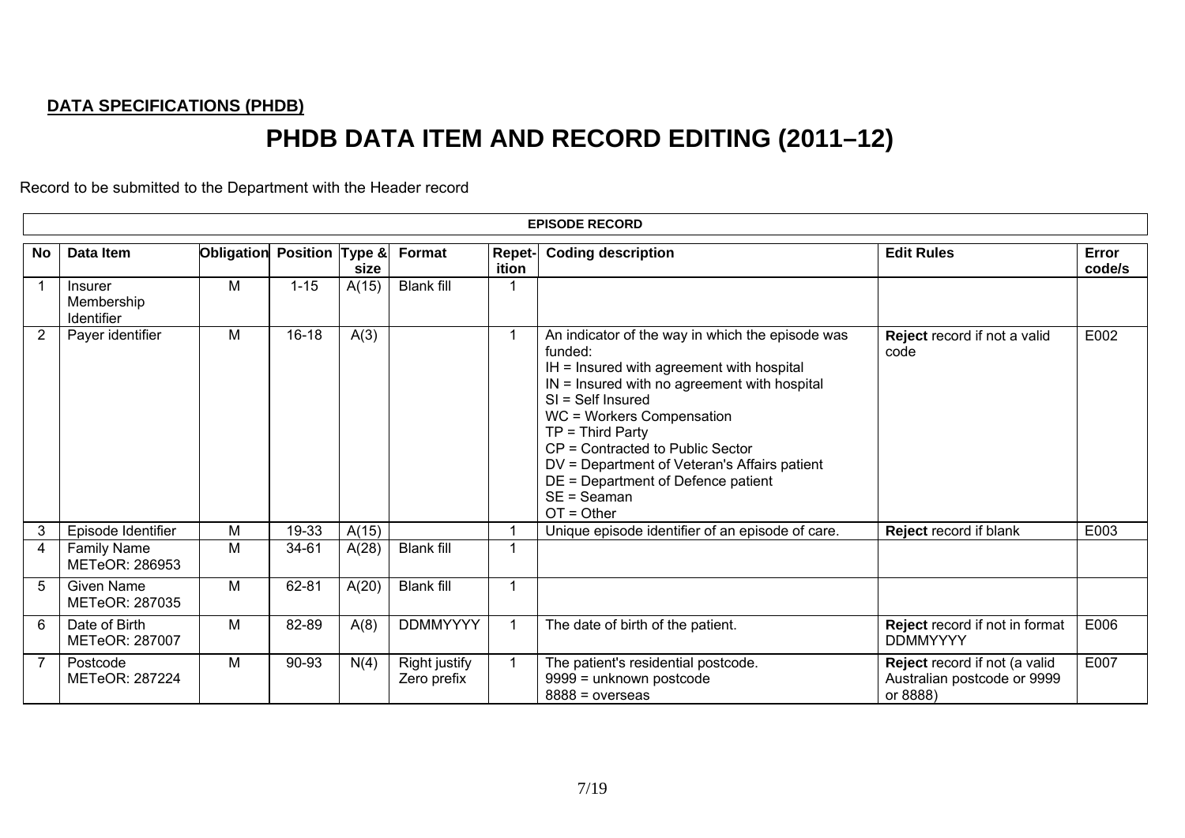**DATA SPECIFICATIONS (PHDB)**

# PHDB DATA ITEM AND RECORD EDITING (2011–12)

Record to be submitted to the Department with the Header record

| EPISODE RECORD | | | | | | | | | |
|---|---|---|---|---|---|---|---|---|---|
| **No** | **Data Item** | **Obligation** | **Position** | **Type & size** | **Format** | **Repet-ition** | **Coding description** | **Edit Rules** | **Error code/s** |
| 1 | Insurer Membership Identifier | M | 1-15 | A(15) | Blank fill | 1 | | | |
| 2 | Payer identifier | M | 16-18 | A(3) | | 1 | An indicator of the way in which the episode was funded:<br>IH = Insured with agreement with hospital<br>IN = Insured with no agreement with hospital<br>SI = Self Insured<br>WC = Workers Compensation<br>TP = Third Party<br>CP = Contracted to Public Sector<br>DV = Department of Veteran's Affairs patient<br>DE = Department of Defence patient<br>SE = Seaman<br>OT = Other | **Reject** record if not a valid code | E002 |
| 3 | Episode Identifier | M | 19-33 | A(15) | | 1 | Unique episode identifier of an episode of care. | **Reject** record if blank | E003 |
| 4 | Family Name METeOR: 286953 | M | 34-61 | A(28) | Blank fill | 1 | | | |
| 5 | Given Name METeOR: 287035 | M | 62-81 | A(20) | Blank fill | 1 | | | |
| 6 | Date of Birth METeOR: 287007 | M | 82-89 | A(8) | DDMMYYYY | 1 | The date of birth of the patient. | **Reject** record if not in format DDMMYYYY | E006 |
| 7 | Postcode METeOR: 287224 | M | 90-93 | N(4) | Right justify Zero prefix | 1 | The patient's residential postcode.<br>9999 = unknown postcode<br>8888 = overseas | **Reject** record if not (a valid Australian postcode or 9999 or 8888) | E007 |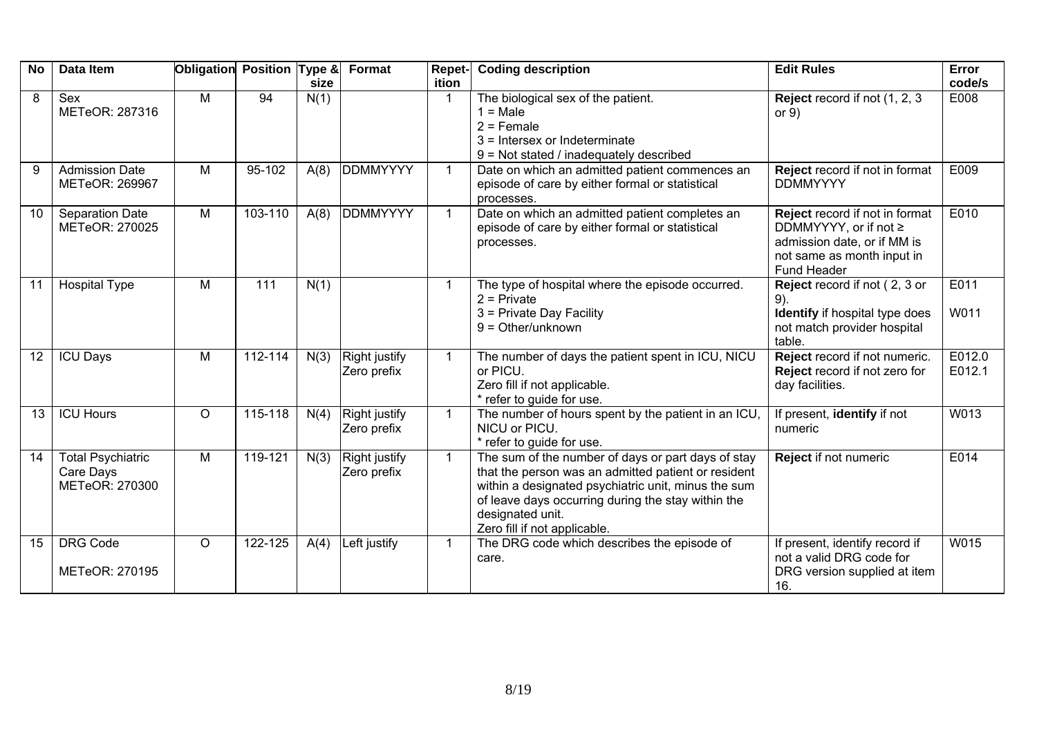| No | Data Item | Obligation | Position | Type & size | Format | Repetition | Coding description | Edit Rules | Error code/s |
|---|---|---|---|---|---|---|---|---|---|
| 8 | Sex<br>METeOR: 287316 | M | 94 | N(1) | | 1 | The biological sex of the patient.<br>1 = Male<br>2 = Female<br>3 = Intersex or Indeterminate<br>9 = Not stated / inadequately described | **Reject** record if not (1, 2, 3 or 9) | E008 |
| 9 | Admission Date<br>METeOR: 269967 | M | 95-102 | A(8) | DDMMYYYY | 1 | Date on which an admitted patient commences an episode of care by either formal or statistical processes. | **Reject** record if not in format DDMMYYYY | E009 |
| 10 | Separation Date<br>METeOR: 270025 | M | 103-110 | A(8) | DDMMYYYY | 1 | Date on which an admitted patient completes an episode of care by either formal or statistical processes. | **Reject** record if not in format DDMMYYYY, or if not ≥ admission date, or if MM is not same as month input in Fund Header | E010 |
| 11 | Hospital Type | M | 111 | N(1) | | 1 | The type of hospital where the episode occurred.<br>2 = Private<br>3 = Private Day Facility<br>9 = Other/unknown | **Reject** record if not ( 2, 3 or 9).<br>**Identify** if hospital type does not match provider hospital table. | E011<br>W011 |
| 12 | ICU Days | M | 112-114 | N(3) | Right justify Zero prefix | 1 | The number of days the patient spent in ICU, NICU or PICU.<br>Zero fill if not applicable.<br>* refer to guide for use. | **Reject** record if not numeric.<br>**Reject** record if not zero for day facilities. | E012.0<br>E012.1 |
| 13 | ICU Hours | O | 115-118 | N(4) | Right justify Zero prefix | 1 | The number of hours spent by the patient in an ICU, NICU or PICU.<br>* refer to guide for use. | If present, **identify** if not numeric | W013 |
| 14 | Total Psychiatric Care Days<br>METeOR: 270300 | M | 119-121 | N(3) | Right justify Zero prefix | 1 | The sum of the number of days or part days of stay that the person was an admitted patient or resident within a designated psychiatric unit, minus the sum of leave days occurring during the stay within the designated unit.<br>Zero fill if not applicable. | **Reject** if not numeric | E014 |
| 15 | DRG Code<br>METeOR: 270195 | O | 122-125 | A(4) | Left justify | 1 | The DRG code which describes the episode of care. | If present, identify record if not a valid DRG code for DRG version supplied at item 16. | W015 |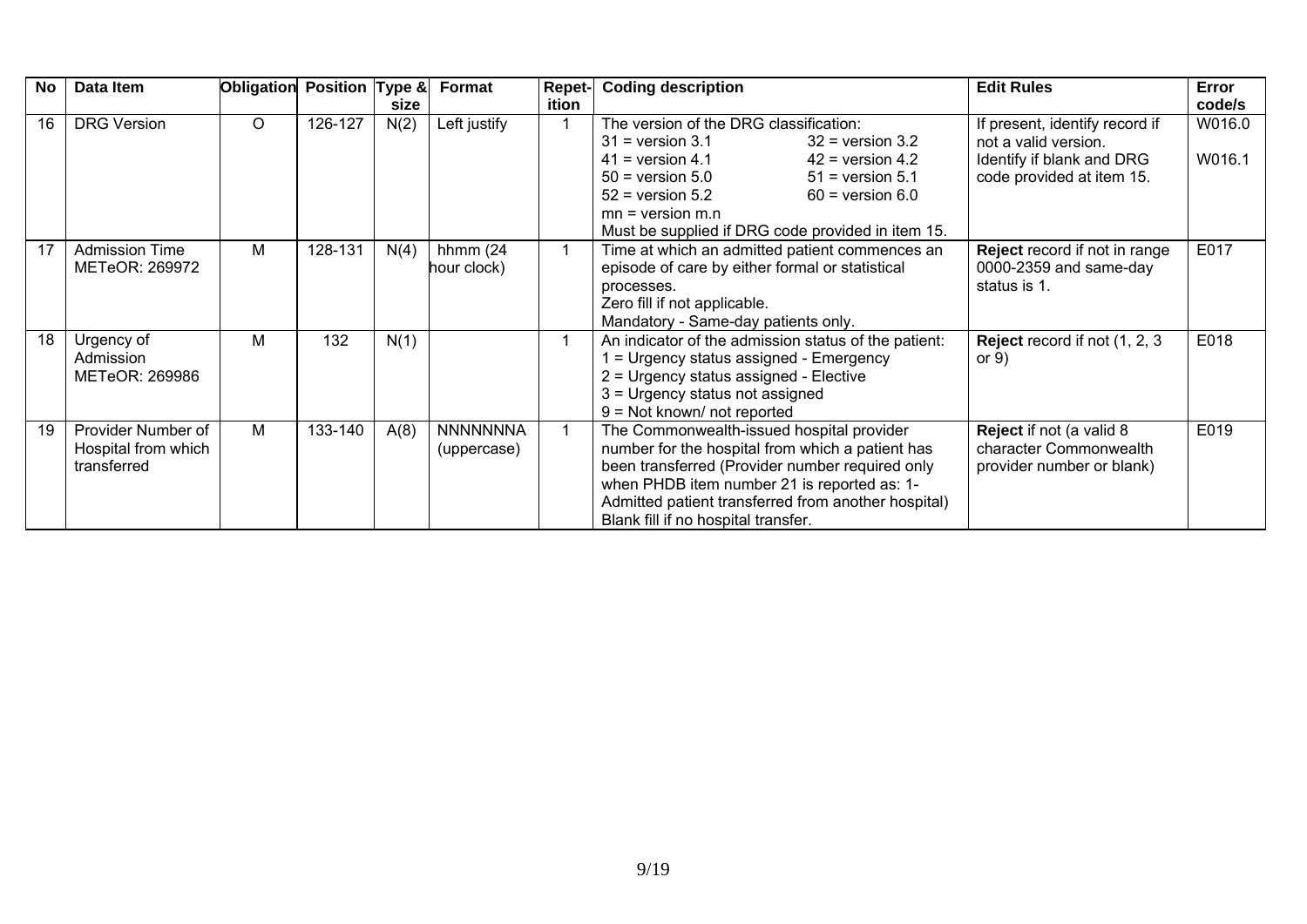| No | Data Item | Obligation | Position | Type & size | Format | Repet-ition | Coding description | Edit Rules | Error code/s |
|---|---|---|---|---|---|---|---|---|---|
| 16 | DRG Version | O | 126-127 | N(2) | Left justify | 1 | The version of the DRG classification:<br>31 = version 3.1 32 = version 3.2<br>41 = version 4.1 42 = version 4.2<br>50 = version 5.0 51 = version 5.1<br>52 = version 5.2 60 = version 6.0<br>mn = version m.n<br>Must be supplied if DRG code provided in item 15. | If present, identify record if not a valid version.<br>Identify if blank and DRG code provided at item 15. | W016.0<br>W016.1 |
| 17 | Admission Time<br>METeOR: 269972 | M | 128-131 | N(4) | hhmm (24 hour clock) | 1 | Time at which an admitted patient commences an episode of care by either formal or statistical processes.<br>Zero fill if not applicable.<br>Mandatory - Same-day patients only. | **Reject** record if not in range 0000-2359 and same-day status is 1. | E017 |
| 18 | Urgency of Admission<br>METeOR: 269986 | M | 132 | N(1) | | 1 | An indicator of the admission status of the patient:<br>1 = Urgency status assigned - Emergency<br>2 = Urgency status assigned - Elective<br>3 = Urgency status not assigned<br>9 = Not known/ not reported | **Reject** record if not (1, 2, 3 or 9) | E018 |
| 19 | Provider Number of Hospital from which transferred | M | 133-140 | A(8) | NNNNNNNA (uppercase) | 1 | The Commonwealth-issued hospital provider number for the hospital from which a patient has been transferred (Provider number required only when PHDB item number 21 is reported as: 1- Admitted patient transferred from another hospital)<br>Blank fill if no hospital transfer. | **Reject** if not (a valid 8 character Commonwealth provider number or blank) | E019 |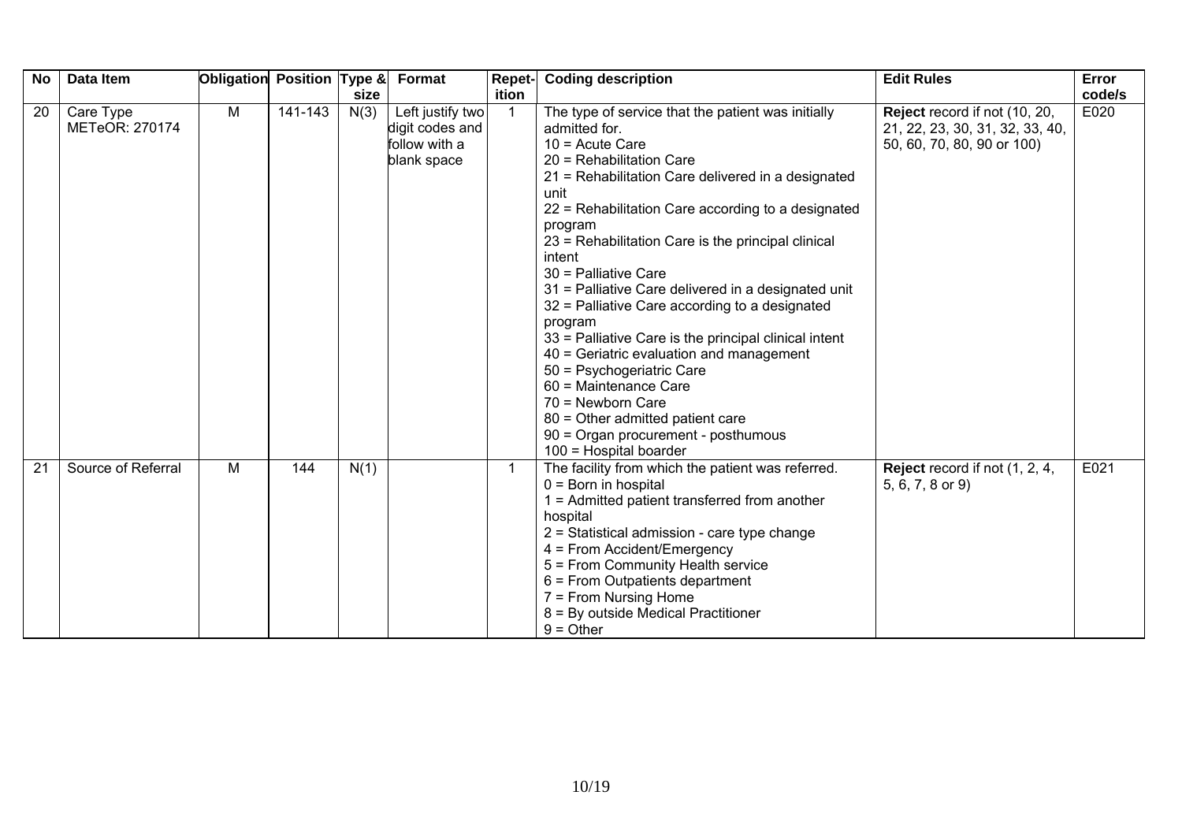| No | Data Item | Obligation | Position | Type & size | Format | Repet-ition | Coding description | Edit Rules | Error code/s |
|---|---|---|---|---|---|---|---|---|---|
| 20 | Care Type METeOR: 270174 | M | 141-143 | N(3) | Left justify two digit codes and follow with a blank space | 1 | The type of service that the patient was initially admitted for.<br>10 = Acute Care<br>20 = Rehabilitation Care<br>21 = Rehabilitation Care delivered in a designated unit<br>22 = Rehabilitation Care according to a designated program<br>23 = Rehabilitation Care is the principal clinical intent<br>30 = Palliative Care<br>31 = Palliative Care delivered in a designated unit<br>32 = Palliative Care according to a designated program<br>33 = Palliative Care is the principal clinical intent<br>40 = Geriatric evaluation and management<br>50 = Psychogeriatric Care<br>60 = Maintenance Care<br>70 = Newborn Care<br>80 = Other admitted patient care<br>90 = Organ procurement - posthumous<br>100 = Hospital boarder | **Reject** record if not (10, 20, 21, 22, 23, 30, 31, 32, 33, 40, 50, 60, 70, 80, 90 or 100) | E020 |
| 21 | Source of Referral | M | 144 | N(1) | | 1 | The facility from which the patient was referred.<br>0 = Born in hospital<br>1 = Admitted patient transferred from another hospital<br>2 = Statistical admission - care type change<br>4 = From Accident/Emergency<br>5 = From Community Health service<br>6 = From Outpatients department<br>7 = From Nursing Home<br>8 = By outside Medical Practitioner<br>9 = Other | **Reject** record if not (1, 2, 4, 5, 6, 7, 8 or 9) | E021 |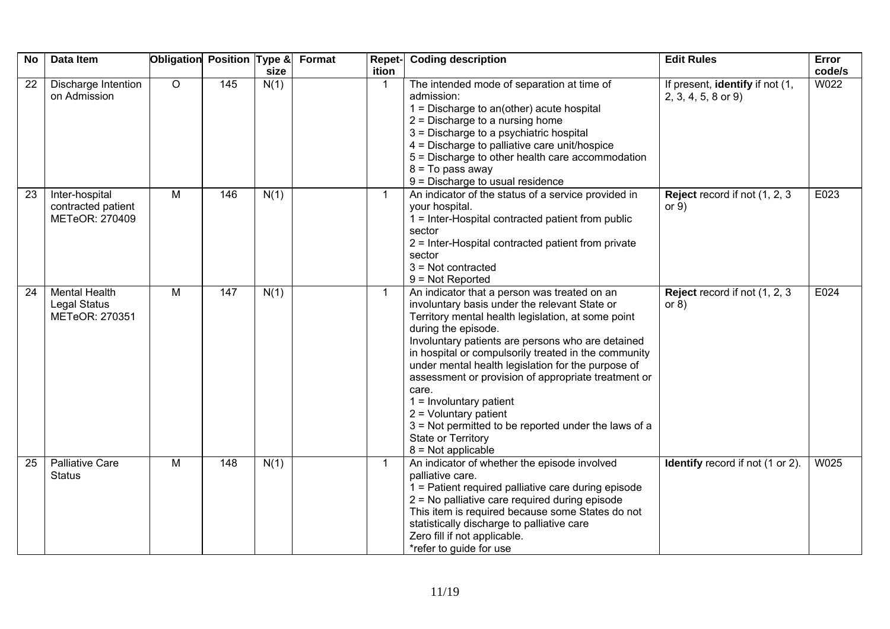| No | Data Item | Obligation | Position | Type & size | Format | Repet-ition | Coding description | Edit Rules | Error code/s |
|---|---|---|---|---|---|---|---|---|---|
| 22 | Discharge Intention on Admission | O | 145 | N(1) | | 1 | The intended mode of separation at time of admission:<br>1 = Discharge to an(other) acute hospital<br>2 = Discharge to a nursing home<br>3 = Discharge to a psychiatric hospital<br>4 = Discharge to palliative care unit/hospice<br>5 = Discharge to other health care accommodation<br>8 = To pass away<br>9 = Discharge to usual residence | If present, **identify** if not (1, 2, 3, 4, 5, 8 or 9) | W022 |
| 23 | Inter-hospital contracted patient METeOR: 270409 | M | 146 | N(1) | | 1 | An indicator of the status of a service provided in your hospital.<br>1 = Inter-Hospital contracted patient from public sector<br>2 = Inter-Hospital contracted patient from private sector<br>3 = Not contracted<br>9 = Not Reported | **Reject** record if not (1, 2, 3 or 9) | E023 |
| 24 | Mental Health Legal Status METeOR: 270351 | M | 147 | N(1) | | 1 | An indicator that a person was treated on an involuntary basis under the relevant State or Territory mental health legislation, at some point during the episode.<br>Involuntary patients are persons who are detained in hospital or compulsorily treated in the community under mental health legislation for the purpose of assessment or provision of appropriate treatment or care.<br>1 = Involuntary patient<br>2 = Voluntary patient<br>3 = Not permitted to be reported under the laws of a State or Territory<br>8 = Not applicable | **Reject** record if not (1, 2, 3 or 8) | E024 |
| 25 | Palliative Care Status | M | 148 | N(1) | | 1 | An indicator of whether the episode involved palliative care.<br>1 = Patient required palliative care during episode<br>2 = No palliative care required during episode<br>This item is required because some States do not statistically discharge to palliative care<br>Zero fill if not applicable.<br>*refer to guide for use | **Identify** record if not (1 or 2). | W025 |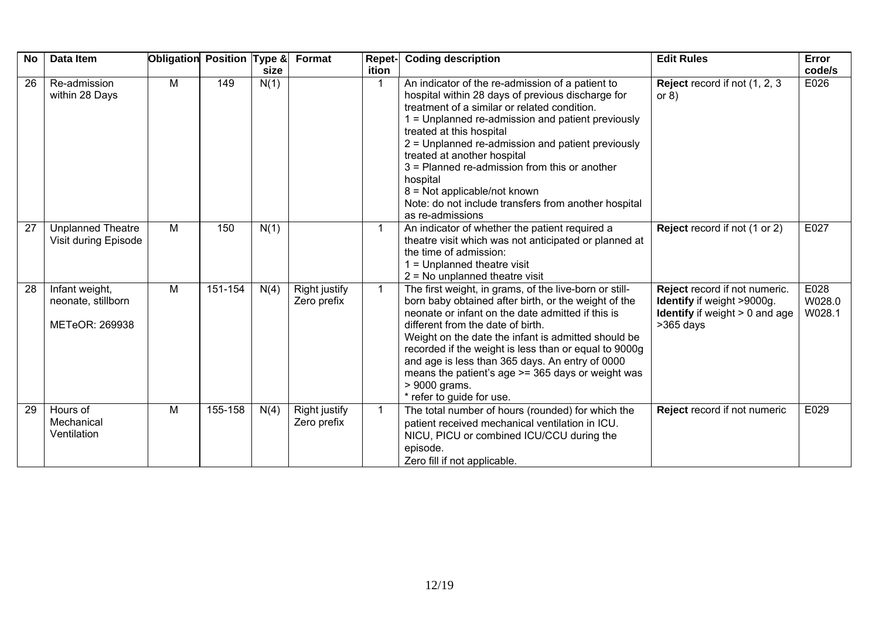| No | Data Item | Obligation | Position | Type & size | Format | Repet-ition | Coding description | Edit Rules | Error code/s |
|---|---|---|---|---|---|---|---|---|---|
| 26 | Re-admission within 28 Days | M | 149 | N(1) | | 1 | An indicator of the re-admission of a patient to hospital within 28 days of previous discharge for treatment of a similar or related condition.<br>1 = Unplanned re-admission and patient previously treated at this hospital<br>2 = Unplanned re-admission and patient previously treated at another hospital<br>3 = Planned re-admission from this or another hospital<br>8 = Not applicable/not known<br>Note: do not include transfers from another hospital as re-admissions | **Reject** record if not (1, 2, 3 or 8) | E026 |
| 27 | Unplanned Theatre Visit during Episode | M | 150 | N(1) | | 1 | An indicator of whether the patient required a theatre visit which was not anticipated or planned at the time of admission:<br>1 = Unplanned theatre visit<br>2 = No unplanned theatre visit | **Reject** record if not (1 or 2) | E027 |
| 28 | Infant weight, neonate, stillborn<br><br>METeOR: 269938 | M | 151-154 | N(4) | Right justify Zero prefix | 1 | The first weight, in grams, of the live-born or still-born baby obtained after birth, or the weight of the neonate or infant on the date admitted if this is different from the date of birth.<br>Weight on the date the infant is admitted should be recorded if the weight is less than or equal to 9000g and age is less than 365 days. An entry of 0000 means the patient's age >= 365 days or weight was > 9000 grams.<br>* refer to guide for use. | **Reject** record if not numeric.<br>**Identify** if weight >9000g.<br>**Identify** if weight > 0 and age >365 days | E028<br>W028.0<br>W028.1 |
| 29 | Hours of Mechanical Ventilation | M | 155-158 | N(4) | Right justify Zero prefix | 1 | The total number of hours (rounded) for which the patient received mechanical ventilation in ICU. NICU, PICU or combined ICU/CCU during the episode.<br>Zero fill if not applicable. | **Reject** record if not numeric | E029 |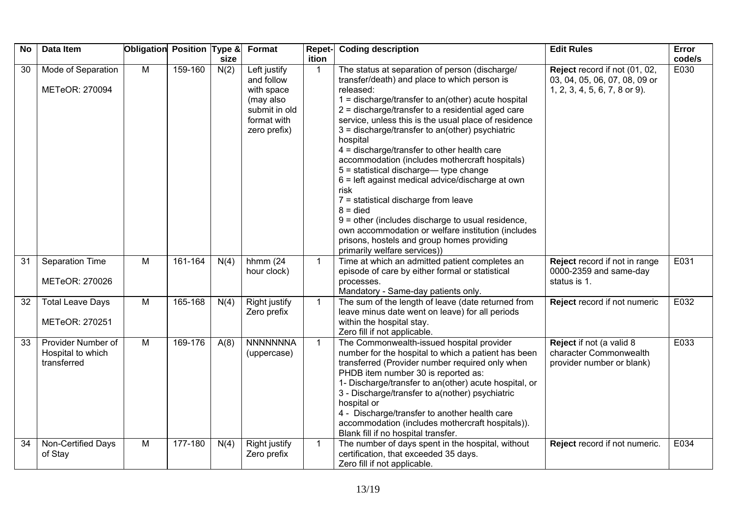| No | Data Item | Obligation | Position | Type & size | Format | Repet-ition | Coding description | Edit Rules | Error code/s |
|---|---|---|---|---|---|---|---|---|---|
| 30 | Mode of Separation<br><br>METeOR: 270094 | M | 159-160 | N(2) | Left justify and follow with space (may also submit in old format with zero prefix) | 1 | The status at separation of person (discharge/ transfer/death) and place to which person is released:<br>1 = discharge/transfer to an(other) acute hospital<br>2 = discharge/transfer to a residential aged care service, unless this is the usual place of residence<br>3 = discharge/transfer to an(other) psychiatric hospital<br>4 = discharge/transfer to other health care accommodation (includes mothercraft hospitals)<br>5 = statistical discharge— type change<br>6 = left against medical advice/discharge at own risk<br>7 = statistical discharge from leave<br>8 = died<br>9 = other (includes discharge to usual residence, own accommodation or welfare institution (includes prisons, hostels and group homes providing primarily welfare services)) | **Reject** record if not (01, 02, 03, 04, 05, 06, 07, 08, 09 or 1, 2, 3, 4, 5, 6, 7, 8 or 9). | E030 |
| 31 | Separation Time<br><br>METeOR: 270026 | M | 161-164 | N(4) | hhmm (24 hour clock) | 1 | Time at which an admitted patient completes an episode of care by either formal or statistical processes.<br>Mandatory - Same-day patients only. | **Reject** record if not in range 0000-2359 and same-day status is 1. | E031 |
| 32 | Total Leave Days<br><br>METeOR: 270251 | M | 165-168 | N(4) | Right justify Zero prefix | 1 | The sum of the length of leave (date returned from leave minus date went on leave) for all periods within the hospital stay.<br>Zero fill if not applicable. | **Reject** record if not numeric | E032 |
| 33 | Provider Number of Hospital to which transferred | M | 169-176 | A(8) | NNNNNNNA (uppercase) | 1 | The Commonwealth-issued hospital provider number for the hospital to which a patient has been transferred (Provider number required only when PHDB item number 30 is reported as:<br>1- Discharge/transfer to an(other) acute hospital, or<br>3 - Discharge/transfer to a(nother) psychiatric hospital or<br>4 - Discharge/transfer to another health care accommodation (includes mothercraft hospitals)).<br>Blank fill if no hospital transfer. | **Reject** if not (a valid 8 character Commonwealth provider number or blank) | E033 |
| 34 | Non-Certified Days of Stay | M | 177-180 | N(4) | Right justify Zero prefix | 1 | The number of days spent in the hospital, without certification, that exceeded 35 days.<br>Zero fill if not applicable. | **Reject** record if not numeric. | E034 |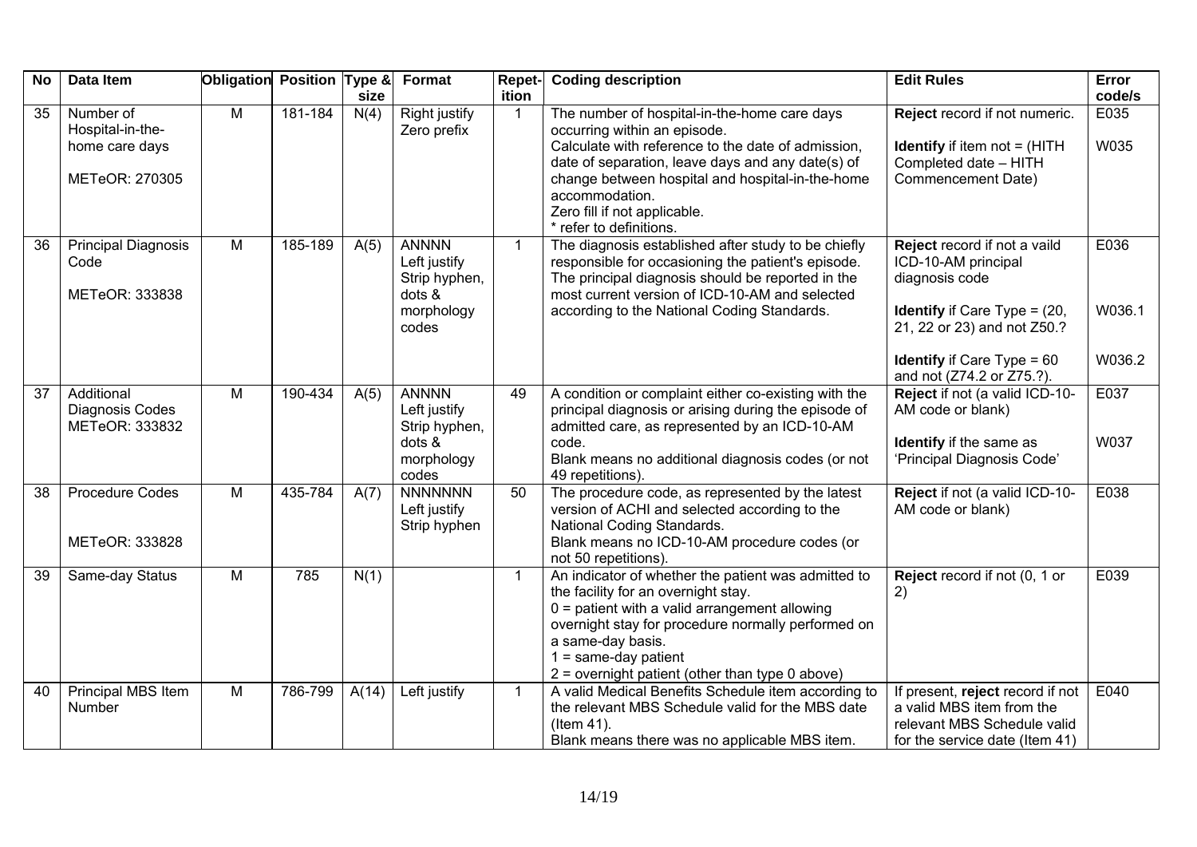| No | Data Item | Obligation | Position | Type & size | Format | Repet-ition | Coding description | Edit Rules | Error code/s |
|---|---|---|---|---|---|---|---|---|---|
| 35 | Number of Hospital-in-the-home care days<br><br>METeOR: 270305 | M | 181-184 | N(4) | Right justify Zero prefix | 1 | The number of hospital-in-the-home care days occurring within an episode.<br>Calculate with reference to the date of admission, date of separation, leave days and any date(s) of change between hospital and hospital-in-the-home accommodation.<br>Zero fill if not applicable.<br>* refer to definitions. | **Reject** record if not numeric.<br><br>**Identify** if item not = (HITH Completed date – HITH Commencement Date) | E035<br><br>W035 |
| 36 | Principal Diagnosis Code<br><br>METeOR: 333838 | M | 185-189 | A(5) | ANNNN Left justify Strip hyphen, dots & morphology codes | 1 | The diagnosis established after study to be chiefly responsible for occasioning the patient's episode. The principal diagnosis should be reported in the most current version of ICD-10-AM and selected according to the National Coding Standards. | **Reject** record if not a vaild ICD-10-AM principal diagnosis code<br><br>**Identify** if Care Type = (20, 21, 22 or 23) and not Z50.?<br><br>**Identify** if Care Type = 60 and not (Z74.2 or Z75.?). | E036<br><br>W036.1<br><br>W036.2 |
| 37 | Additional Diagnosis Codes METeOR: 333832 | M | 190-434 | A(5) | ANNNN Left justify Strip hyphen, dots & morphology codes | 49 | A condition or complaint either co-existing with the principal diagnosis or arising during the episode of admitted care, as represented by an ICD-10-AM code.<br>Blank means no additional diagnosis codes (or not 49 repetitions). | **Reject** if not (a valid ICD-10-AM code or blank)<br><br>**Identify** if the same as 'Principal Diagnosis Code' | E037<br><br>W037 |
| 38 | Procedure Codes<br><br>METeOR: 333828 | M | 435-784 | A(7) | NNNNNNN Left justify Strip hyphen | 50 | The procedure code, as represented by the latest version of ACHI and selected according to the National Coding Standards.<br>Blank means no ICD-10-AM procedure codes (or not 50 repetitions). | **Reject** if not (a valid ICD-10-AM code or blank) | E038 |
| 39 | Same-day Status | M | 785 | N(1) | | 1 | An indicator of whether the patient was admitted to the facility for an overnight stay.<br>0 = patient with a valid arrangement allowing overnight stay for procedure normally performed on a same-day basis.<br>1 = same-day patient<br>2 = overnight patient (other than type 0 above) | **Reject** record if not (0, 1 or 2) | E039 |
| 40 | Principal MBS Item Number | M | 786-799 | A(14) | Left justify | 1 | A valid Medical Benefits Schedule item according to the relevant MBS Schedule valid for the MBS date (Item 41).<br>Blank means there was no applicable MBS item. | If present, **reject** record if not a valid MBS item from the relevant MBS Schedule valid for the service date (Item 41) | E040 |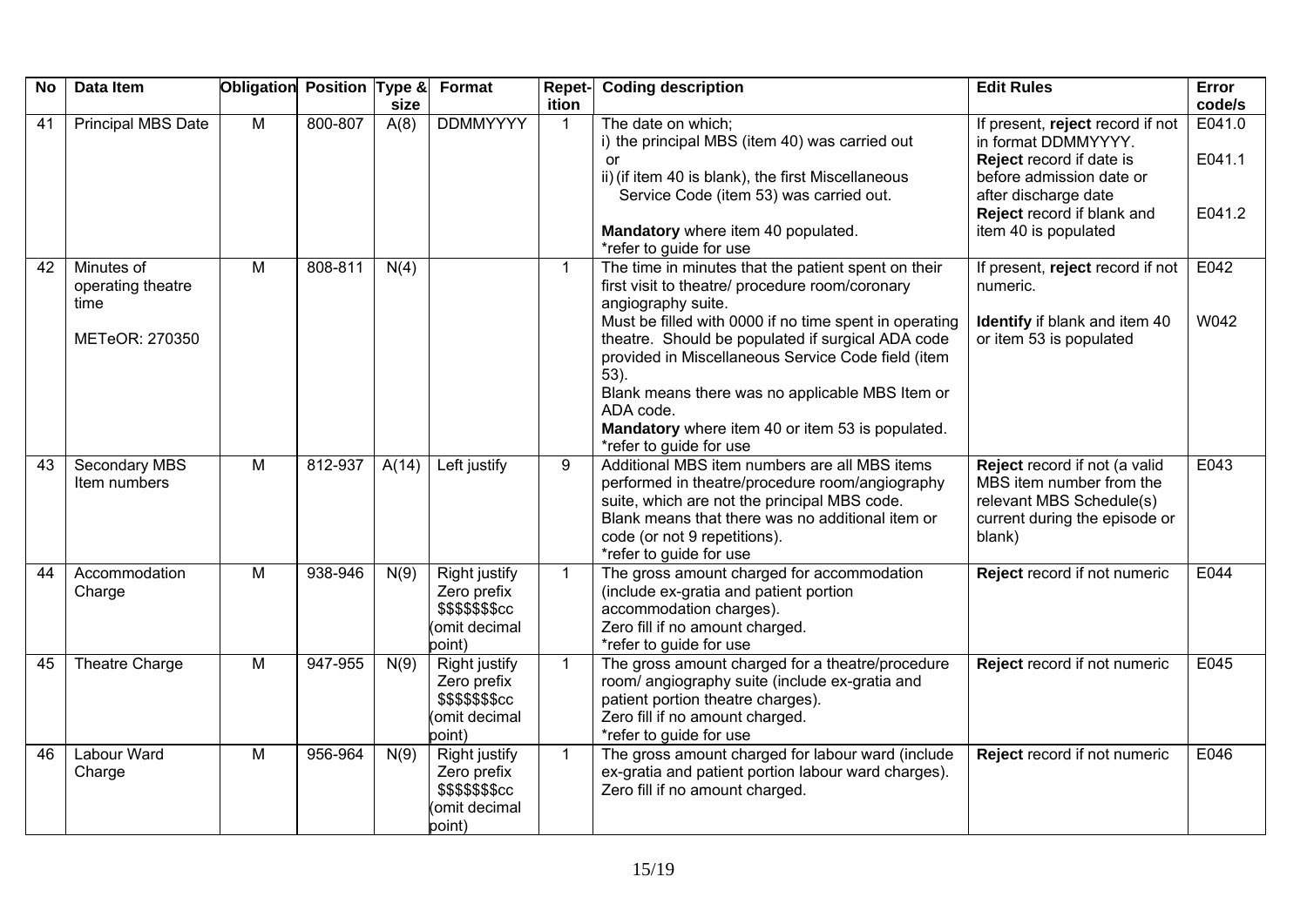| No | Data Item | Obligation | Position | Type & size | Format | Repet-ition | Coding description | Edit Rules | Error code/s |
|---|---|---|---|---|---|---|---|---|---|
| 41 | Principal MBS Date | M | 800-807 | A(8) | DDMMYYYY | 1 | The date on which;<br>i) the principal MBS (item 40) was carried out<br>or<br>ii) (if item 40 is blank), the first Miscellaneous Service Code (item 53) was carried out.<br><br>**Mandatory** where item 40 populated.<br>*refer to guide for use | If present, **reject** record if not in format DDMMYYYY.<br>**Reject** record if date is before admission date or after discharge date<br>**Reject** record if blank and item 40 is populated | E041.0<br><br>E041.1<br><br>E041.2 |
| 42 | Minutes of operating theatre time<br><br>METeOR: 270350 | M | 808-811 | N(4) | | 1 | The time in minutes that the patient spent on their first visit to theatre/ procedure room/coronary angiography suite.<br>Must be filled with 0000 if no time spent in operating theatre. Should be populated if surgical ADA code provided in Miscellaneous Service Code field (item 53).<br>Blank means there was no applicable MBS Item or ADA code.<br>**Mandatory** where item 40 or item 53 is populated.<br>*refer to guide for use | If present, **reject** record if not numeric.<br><br>**Identify** if blank and item 40 or item 53 is populated | E042<br><br>W042 |
| 43 | Secondary MBS Item numbers | M | 812-937 | A(14) | Left justify | 9 | Additional MBS item numbers are all MBS items performed in theatre/procedure room/angiography suite, which are not the principal MBS code.<br>Blank means that there was no additional item or code (or not 9 repetitions).<br>*refer to guide for use | **Reject** record if not (a valid MBS item number from the relevant MBS Schedule(s) current during the episode or blank) | E043 |
| 44 | Accommodation Charge | M | 938-946 | N(9) | Right justify<br>Zero prefix<br>$$$$$$$cc<br>(omit decimal point) | 1 | The gross amount charged for accommodation (include ex-gratia and patient portion accommodation charges).<br>Zero fill if no amount charged.<br>*refer to guide for use | **Reject** record if not numeric | E044 |
| 45 | Theatre Charge | M | 947-955 | N(9) | Right justify<br>Zero prefix<br>$$$$$$$cc<br>(omit decimal point) | 1 | The gross amount charged for a theatre/procedure room/ angiography suite (include ex-gratia and patient portion theatre charges).<br>Zero fill if no amount charged.<br>*refer to guide for use | **Reject** record if not numeric | E045 |
| 46 | Labour Ward Charge | M | 956-964 | N(9) | Right justify<br>Zero prefix<br>$$$$$$$cc<br>(omit decimal point) | 1 | The gross amount charged for labour ward (include ex-gratia and patient portion labour ward charges).<br>Zero fill if no amount charged. | **Reject** record if not numeric | E046 |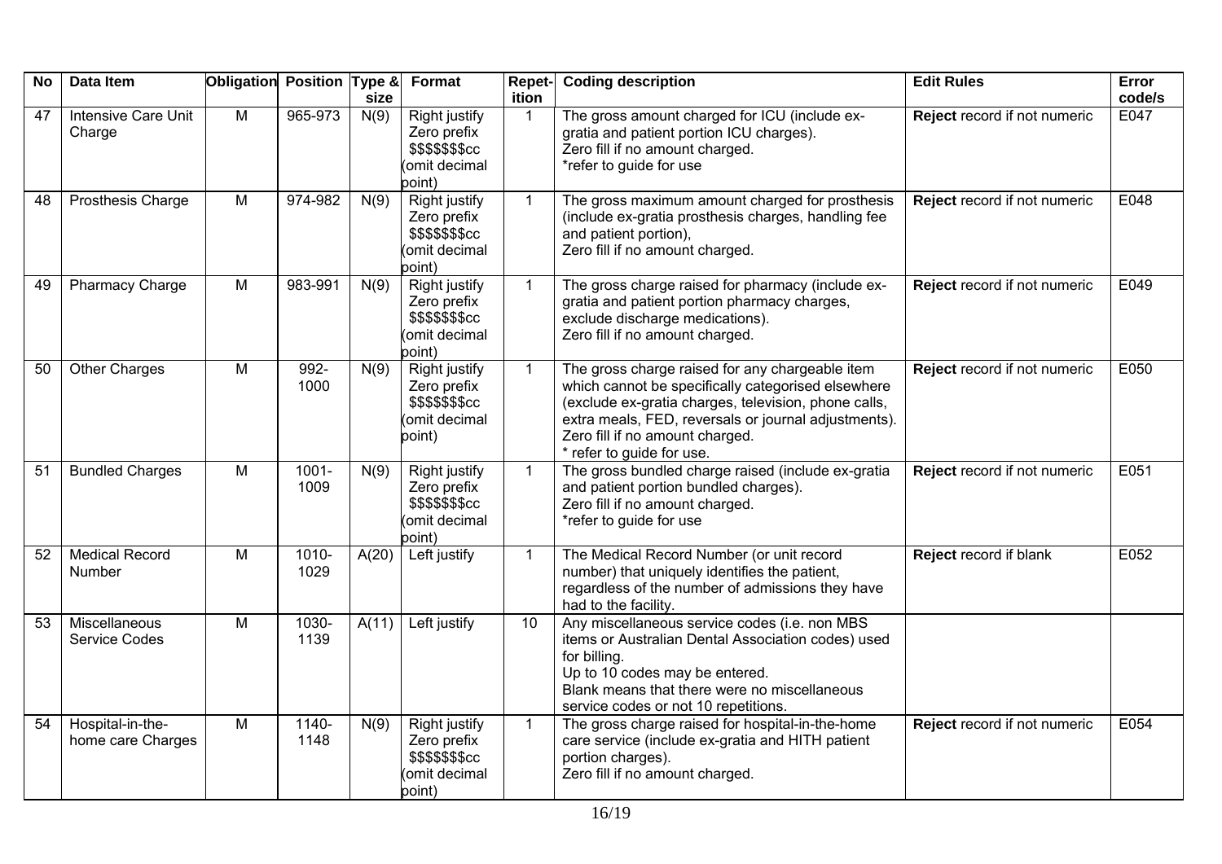| No | Data Item | Obligation | Position | Type & size | Format | Repet-ition | Coding description | Edit Rules | Error code/s |
|---|---|---|---|---|---|---|---|---|---|
| 47 | Intensive Care Unit Charge | M | 965-973 | N(9) | Right justify Zero prefix $$$$$$$cc (omit decimal point) | 1 | The gross amount charged for ICU (include ex-gratia and patient portion ICU charges).<br>Zero fill if no amount charged.<br>*refer to guide for use | **Reject** record if not numeric | E047 |
| 48 | Prosthesis Charge | M | 974-982 | N(9) | Right justify Zero prefix $$$$$$$cc (omit decimal point) | 1 | The gross maximum amount charged for prosthesis (include ex-gratia prosthesis charges, handling fee and patient portion),<br>Zero fill if no amount charged. | **Reject** record if not numeric | E048 |
| 49 | Pharmacy Charge | M | 983-991 | N(9) | Right justify Zero prefix $$$$$$$cc (omit decimal point) | 1 | The gross charge raised for pharmacy (include ex-gratia and patient portion pharmacy charges, exclude discharge medications).<br>Zero fill if no amount charged. | **Reject** record if not numeric | E049 |
| 50 | Other Charges | M | 992-1000 | N(9) | Right justify Zero prefix $$$$$$$cc (omit decimal point) | 1 | The gross charge raised for any chargeable item which cannot be specifically categorised elsewhere (exclude ex-gratia charges, television, phone calls, extra meals, FED, reversals or journal adjustments).<br>Zero fill if no amount charged.<br>* refer to guide for use. | **Reject** record if not numeric | E050 |
| 51 | Bundled Charges | M | 1001-1009 | N(9) | Right justify Zero prefix $$$$$$$cc (omit decimal point) | 1 | The gross bundled charge raised (include ex-gratia and patient portion bundled charges).<br>Zero fill if no amount charged.<br>*refer to guide for use | **Reject** record if not numeric | E051 |
| 52 | Medical Record Number | M | 1010-1029 | A(20) | Left justify | 1 | The Medical Record Number (or unit record number) that uniquely identifies the patient, regardless of the number of admissions they have had to the facility. | **Reject** record if blank | E052 |
| 53 | Miscellaneous Service Codes | M | 1030-1139 | A(11) | Left justify | 10 | Any miscellaneous service codes (i.e. non MBS items or Australian Dental Association codes) used for billing.<br>Up to 10 codes may be entered.<br>Blank means that there were no miscellaneous service codes or not 10 repetitions. | | |
| 54 | Hospital-in-the-home care Charges | M | 1140-1148 | N(9) | Right justify Zero prefix $$$$$$$cc (omit decimal point) | 1 | The gross charge raised for hospital-in-the-home care service (include ex-gratia and HITH patient portion charges).<br>Zero fill if no amount charged. | **Reject** record if not numeric | E054 |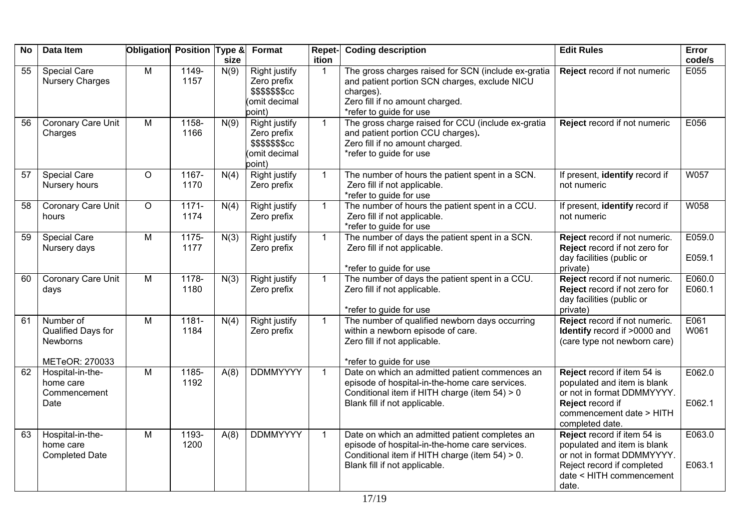| No | Data Item | Obligation | Position | Type & size | Format | Repetition | Coding description | Edit Rules | Error code/s |
|---|---|---|---|---|---|---|---|---|---|
| 55 | Special Care Nursery Charges | M | 1149-1157 | N(9) | Right justify Zero prefix $$$$$$$cc (omit decimal point) | 1 | The gross charges raised for SCN (include ex-gratia and patient portion SCN charges, exclude NICU charges). Zero fill if no amount charged. *refer to guide for use | **Reject** record if not numeric | E055 |
| 56 | Coronary Care Unit Charges | M | 1158-1166 | N(9) | Right justify Zero prefix $$$$$$$cc (omit decimal point) | 1 | The gross charge raised for CCU (include ex-gratia and patient portion CCU charges). Zero fill if no amount charged. *refer to guide for use | **Reject** record if not numeric | E056 |
| 57 | Special Care Nursery hours | O | 1167-1170 | N(4) | Right justify Zero prefix | 1 | The number of hours the patient spent in a SCN. Zero fill if not applicable. *refer to guide for use | If present, **identify** record if not numeric | W057 |
| 58 | Coronary Care Unit hours | O | 1171-1174 | N(4) | Right justify Zero prefix | 1 | The number of hours the patient spent in a CCU. Zero fill if not applicable. *refer to guide for use | If present, **identify** record if not numeric | W058 |
| 59 | Special Care Nursery days | M | 1175-1177 | N(3) | Right justify Zero prefix | 1 | The number of days the patient spent in a SCN. Zero fill if not applicable. *refer to guide for use | **Reject** record if not numeric. **Reject** record if not zero for day facilities (public or private) | E059.0 E059.1 |
| 60 | Coronary Care Unit days | M | 1178-1180 | N(3) | Right justify Zero prefix | 1 | The number of days the patient spent in a CCU. Zero fill if not applicable. *refer to guide for use | **Reject** record if not numeric. **Reject** record if not zero for day facilities (public or private) | E060.0 E060.1 |
| 61 | Number of Qualified Days for Newborns METeOR: 270033 | M | 1181-1184 | N(4) | Right justify Zero prefix | 1 | The number of qualified newborn days occurring within a newborn episode of care. Zero fill if not applicable. *refer to guide for use | **Reject** record if not numeric. **Identify** record if >0000 and (care type not newborn care) | E061 W061 |
| 62 | Hospital-in-the-home care Commencement Date | M | 1185-1192 | A(8) | DDMMYYYY | 1 | Date on which an admitted patient commences an episode of hospital-in-the-home care services. Conditional item if HITH charge (item 54) > 0 Blank fill if not applicable. | **Reject** record if item 54 is populated and item is blank or not in format DDMMYYYY. **Reject** record if commencement date > HITH completed date. | E062.0 E062.1 |
| 63 | Hospital-in-the-home care Completed Date | M | 1193-1200 | A(8) | DDMMYYYY | 1 | Date on which an admitted patient completes an episode of hospital-in-the-home care services. Conditional item if HITH charge (item 54) > 0. Blank fill if not applicable. | **Reject** record if item 54 is populated and item is blank or not in format DDMMYYYY. Reject record if completed date < HITH commencement date. | E063.0 E063.1 |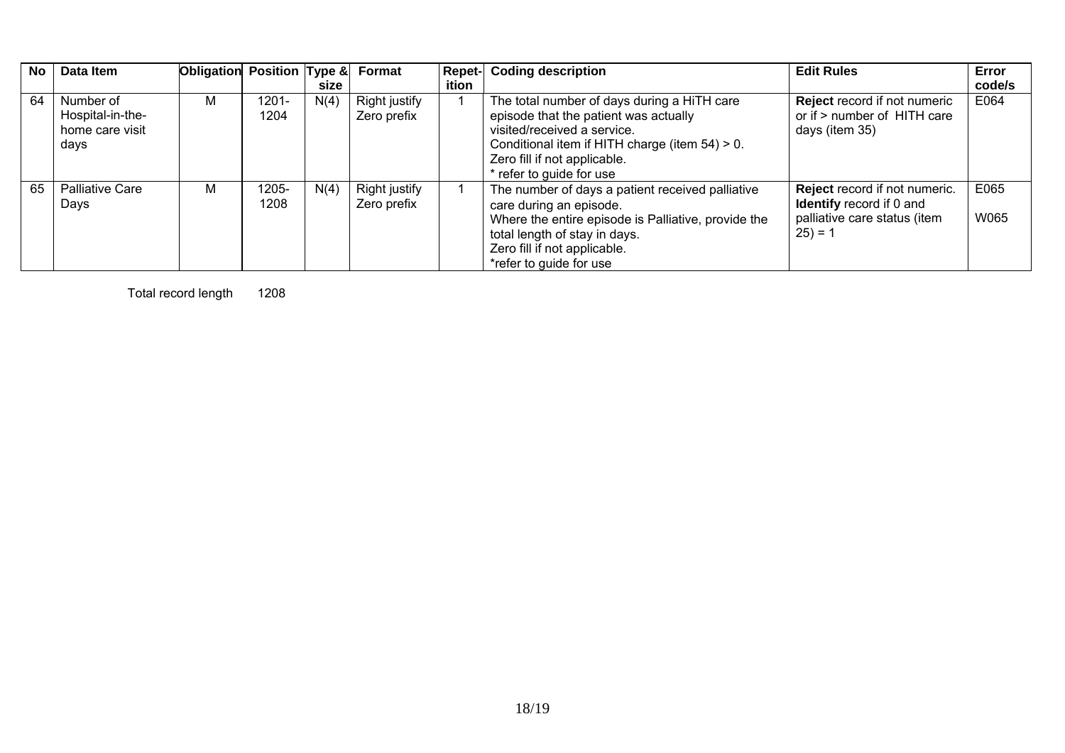| No | Data Item | Obligation | Position | Type & size | Format | Repet-ition | Coding description | Edit Rules | Error code/s |
|---|---|---|---|---|---|---|---|---|---|
| 64 | Number of Hospital-in-the-home care visit days | M | 1201-1204 | N(4) | Right justify Zero prefix | 1 | The total number of days during a HiTH care episode that the patient was actually visited/received a service.<br>Conditional item if HITH charge (item 54) > 0.<br>Zero fill if not applicable.<br>* refer to guide for use | **Reject** record if not numeric or if > number of HITH care days (item 35) | E064 |
| 65 | Palliative Care Days | M | 1205-1208 | N(4) | Right justify Zero prefix | 1 | The number of days a patient received palliative care during an episode.<br>Where the entire episode is Palliative, provide the total length of stay in days.<br>Zero fill if not applicable.<br>*refer to guide for use | **Reject** record if not numeric.<br>**Identify** record if 0 and palliative care status (item 25) = 1 | E065<br><br>W065 |

Total record length 1208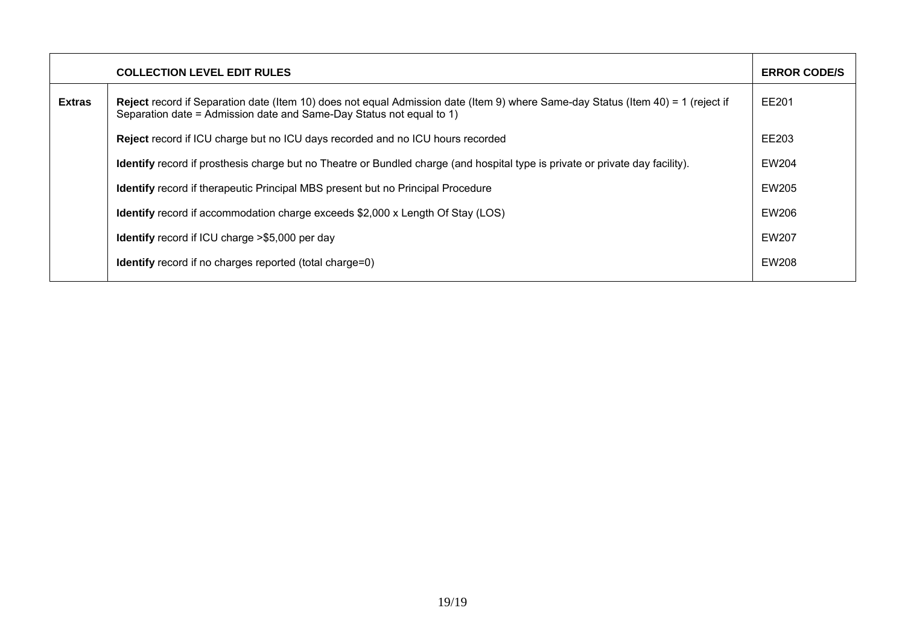| | COLLECTION LEVEL EDIT RULES | ERROR CODE/S |
|---|---|---|
| **Extras** | **Reject** record if Separation date (Item 10) does not equal Admission date (Item 9) where Same-day Status (Item 40) = 1 (reject if Separation date = Admission date and Same-Day Status not equal to 1) | EE201 |
| | **Reject** record if ICU charge but no ICU days recorded and no ICU hours recorded | EE203 |
| | **Identify** record if prosthesis charge but no Theatre or Bundled charge (and hospital type is private or private day facility). | EW204 |
| | **Identify** record if therapeutic Principal MBS present but no Principal Procedure | EW205 |
| | **Identify** record if accommodation charge exceeds $2,000 x Length Of Stay (LOS) | EW206 |
| | **Identify** record if ICU charge >$5,000 per day | EW207 |
| | **Identify** record if no charges reported (total charge=0) | EW208 |